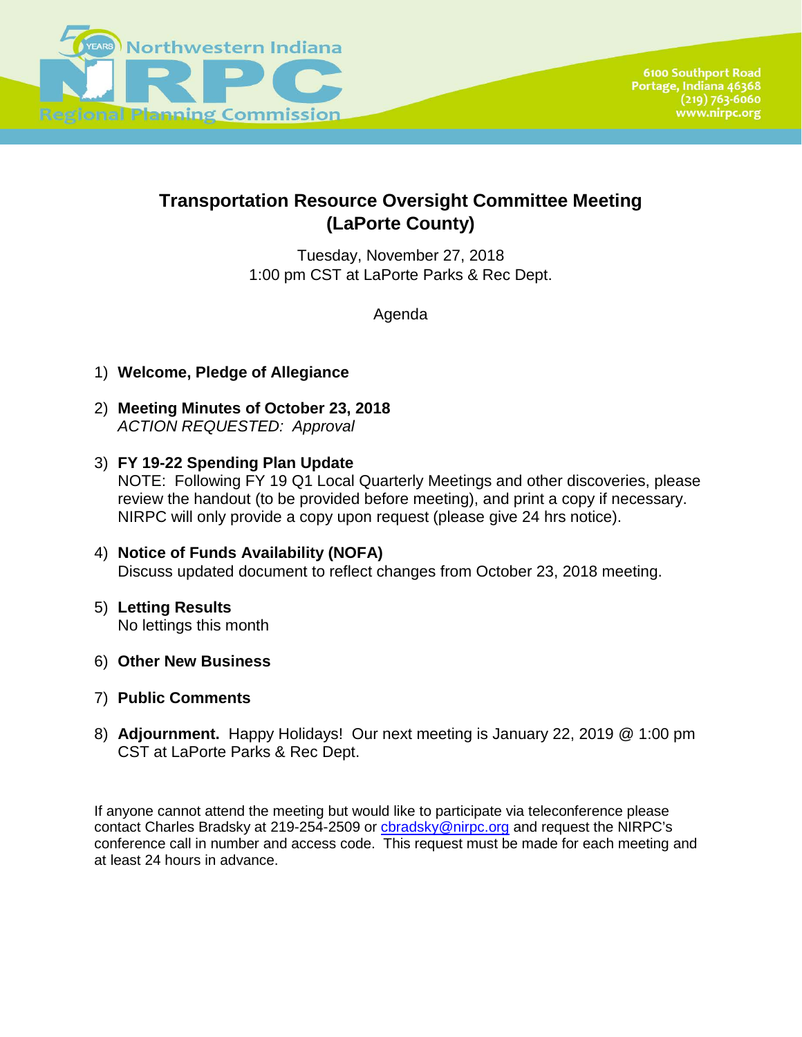Northwestern Indiana Regional Planning Commission

6100 Southport Road
Portage, Indiana 46368
(219) 763-6060
www.nirpc.org

# Transportation Resource Oversight Committee Meeting (LaPorte County)

Tuesday, November 27, 2018
1:00 pm CST at LaPorte Parks & Rec Dept.

Agenda

1) **Welcome, Pledge of Allegiance**

2) **Meeting Minutes of October 23, 2018**
   *ACTION REQUESTED: Approval*

3) **FY 19-22 Spending Plan Update**
   NOTE: Following FY 19 Q1 Local Quarterly Meetings and other discoveries, please review the handout (to be provided before meeting), and print a copy if necessary. NIRPC will only provide a copy upon request (please give 24 hrs notice).

4) **Notice of Funds Availability (NOFA)**
   Discuss updated document to reflect changes from October 23, 2018 meeting.

5) **Letting Results**
   No lettings this month

6) **Other New Business**

7) **Public Comments**

8) **Adjournment.** Happy Holidays! Our next meeting is January 22, 2019 @ 1:00 pm CST at LaPorte Parks & Rec Dept.

If anyone cannot attend the meeting but would like to participate via teleconference please contact Charles Bradsky at 219-254-2509 or cbradsky@nirpc.org and request the NIRPC's conference call in number and access code. This request must be made for each meeting and at least 24 hours in advance.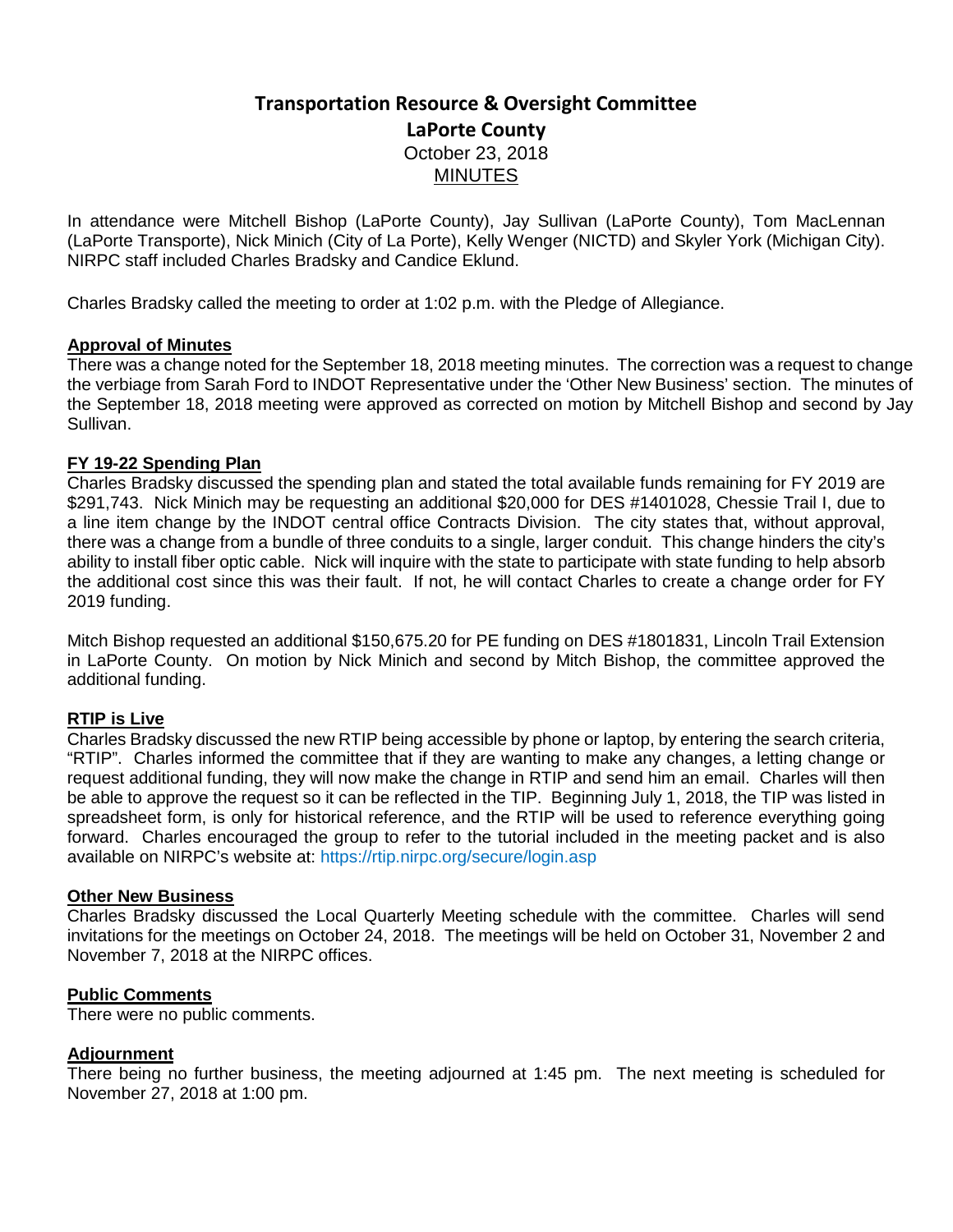# Transportation Resource & Oversight Committee

## LaPorte County

October 23, 2018

MINUTES

In attendance were Mitchell Bishop (LaPorte County), Jay Sullivan (LaPorte County), Tom MacLennan (LaPorte Transporte), Nick Minich (City of La Porte), Kelly Wenger (NICTD) and Skyler York (Michigan City). NIRPC staff included Charles Bradsky and Candice Eklund.

Charles Bradsky called the meeting to order at 1:02 p.m. with the Pledge of Allegiance.

**Approval of Minutes**

There was a change noted for the September 18, 2018 meeting minutes. The correction was a request to change the verbiage from Sarah Ford to INDOT Representative under the 'Other New Business' section. The minutes of the September 18, 2018 meeting were approved as corrected on motion by Mitchell Bishop and second by Jay Sullivan.

**FY 19-22 Spending Plan**

Charles Bradsky discussed the spending plan and stated the total available funds remaining for FY 2019 are \$291,743. Nick Minich may be requesting an additional \$20,000 for DES #1401028, Chessie Trail I, due to a line item change by the INDOT central office Contracts Division. The city states that, without approval, there was a change from a bundle of three conduits to a single, larger conduit. This change hinders the city's ability to install fiber optic cable. Nick will inquire with the state to participate with state funding to help absorb the additional cost since this was their fault. If not, he will contact Charles to create a change order for FY 2019 funding.

Mitch Bishop requested an additional \$150,675.20 for PE funding on DES #1801831, Lincoln Trail Extension in LaPorte County. On motion by Nick Minich and second by Mitch Bishop, the committee approved the additional funding.

**RTIP is Live**

Charles Bradsky discussed the new RTIP being accessible by phone or laptop, by entering the search criteria, "RTIP". Charles informed the committee that if they are wanting to make any changes, a letting change or request additional funding, they will now make the change in RTIP and send him an email. Charles will then be able to approve the request so it can be reflected in the TIP. Beginning July 1, 2018, the TIP was listed in spreadsheet form, is only for historical reference, and the RTIP will be used to reference everything going forward. Charles encouraged the group to refer to the tutorial included in the meeting packet and is also available on NIRPC's website at: https://rtip.nirpc.org/secure/login.asp

**Other New Business**

Charles Bradsky discussed the Local Quarterly Meeting schedule with the committee. Charles will send invitations for the meetings on October 24, 2018. The meetings will be held on October 31, November 2 and November 7, 2018 at the NIRPC offices.

**Public Comments**

There were no public comments.

**Adjournment**

There being no further business, the meeting adjourned at 1:45 pm. The next meeting is scheduled for November 27, 2018 at 1:00 pm.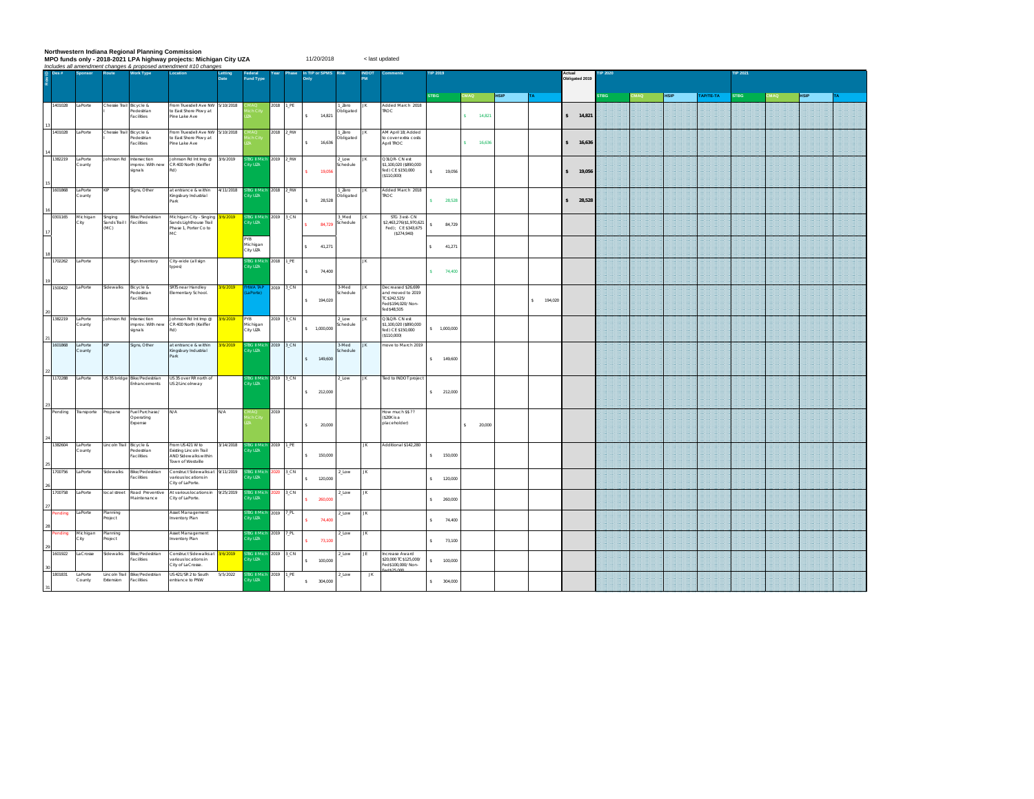**Northwestern Indiana Regional Planning Commission**
**MPO funds only - 2018-2021 LPA highway projects: Michigan City UZA** 11/20/2018 < last updated
*Includes all amendment changes & proposed amendment #10 changes*

| Row ID | Des # | Sponsor | Route | Work Type | Location | Letting Date | Federal Fund Type | Year | Phase | In TIP or SPMS Only | Risk | INDOT PM | Comments | TIP 2019 | | | | Actual Obligated 2019 | TIP 2020 | | | | TIP 2021 | | | |
|---|---|---|---|---|---|---|---|---|---|---|---|---|---|---|---|---|---|---|---|---|---|---|---|---|---|---|
| | | | | | | | | | | | | | | STBG | CMAQ | HSIP | TA | | STBG | CMAQ | HSIP | TAP/TE-TA | STBG | CMAQ | HSIP | TA |
| 13 | 1401028 | LaPorte | Chessie Trail | Bicycle & Pedestrian Facilities | From Truesdell Ave NW to East Shore Pkwy at Pine Lake Ave | 5/10/2018 | CMAQ Mich City UZA | 2018 | 1_PE | $ 14,821 | 1_Zero Obligated | JK | Added March 2018 TROC | | $ 14,821 | | | $ 14,821 | | | | | | | | |
| 14 | 1401028 | LaPorte | Chessie Trail | Bicycle & Pedestrian Facilities | From Truesdell Ave NW to East Shore Pkwy at Pine Lake Ave | 5/10/2018 | CMAQ Mich City UZA | 2018 | 2_RW | $ 16,636 | 1_Zero Obligated | JK | AM April 18; Added to cover extra costs April TROC | | $ 16,636 | | | $ 16,636 | | | | | | | | |
| 15 | 1382219 | LaPorte County | Johnson Rd | Intersection improv. With new signals | Johnson Rd Int Imp @ CR 400 North (Keiffer Rd) | 3/6/2019 | STBG II Mich City UZA | 2019 | 2_RW | $ 19,056 | 2_Low Schedule | JK | Q3LQR- CN est $1,100,020 ($890,000 fed); CE $150,000 ($110,000) | $ 19,056 | | | | $ 19,056 | | | | | | | | |
| 16 | 1601868 | LaPorte County | KIP | Signs, Other | at entrance & within Kingsbury Industrial Park | 4/11/2018 | STBG II Mich City UZA | 2018 | 2_RW | $ 28,528 | 1_Zero Obligated | JK | Added March 2018 TROC | $ 28,528 | | | | $ 28,528 | | | | | | | | |
| 17 | 0301165 | Michigan City | Singing Sands Trail I (MC) | Bike/Pedestrian Facilities | Michigan City - Singing Sands Lighthouse Trail Phase 1, Porter Co to MC | 3/6/2019 | STBG II Mich City UZA | 2019 | 3_CN | $ 84,729 | 3_Med Schedule | JK | STG 3 est- CN $2,463,276($1,970,621 Fed); CE $343,675 ($274,940) | $ 84,729 | | | | | | | | | | | | |
| 18 | | | | | | | PYB Michigan City UZA | | | $ 41,271 | | | | $ 41,271 | | | | | | | | | | | | |
| 19 | 1702262 | LaPorte | | Sign Inventory | City-wide (all sign types) | | STBG II Mich City UZA | 2018 | 1_PE | $ 74,400 | | JK | | $ 74,400 | | | | | | | | | | | | |
| 20 | 1500422 | LaPorte | Sidewalks | Bicycle & Pedestrian Facilities | SRTS near Handley Elementary School. | 3/6/2019 | FHWA TAP (LaPorte) | 2019 | 3_CN | $ 194,020 | 3-Med Schedule | JK | Decreased $26,699 and moved to 2019 TC $242,525/ Fed$194,020/ Non-fed $48,505 | | | | $ 194,020 | | | | | | | | | |
| 21 | 1382219 | LaPorte County | Johnson Rd | Intersection improv. With new signals | Johnson Rd Int Imp @ CR 400 North (Keiffer Rd) | 3/6/2019 | PYB Michigan City UZA | 2019 | 3_CN | $ 1,000,000 | 2_Low Schedule | JK | Q3LQR- CN est $1,100,020 ($890,000 fed) CE $150,000 ($110,000) | $ 1,000,000 | | | | | | | | | | | | |
| 22 | 1601868 | LaPorte County | KIP | Signs, Other | at entrance & within Kingsbury Industrial Park | 3/6/2019 | STBG II Mich City UZA | 2019 | 3_CN | $ 149,600 | 3-Med Schedule | JK | move to March 2019 | $ 149,600 | | | | | | | | | | | | |
| 23 | 1172288 | LaPorte | US 35 bridge | Bike/Pedestrian Enhancements | US 35 over RR north of US 2/Lincolnway | | STBG II Mich City UZA | 2019 | 3_CN | $ 212,000 | 2_Low | JK | Tied to INDOT project | $ 212,000 | | | | | | | | | | | | |
| 24 | Pending | Transporte | Propane | Fuel Purchase/ Operating Expense | N/A | N/A | CMAQ Mich City UZA | 2019 | | $ 20,000 | | | How much $$?? ($20K is a placeholder) | | $ 20,000 | | | | | | | | | | | |
| 25 | 1382604 | LaPorte County | Lincoln Trail | Bicycle & Pedestrian Facilities | From US 421 W to Existing Lincoln Trail AND Sidewalks within Town of Westville | 3/14/2018 | STBG II Mich City UZA | 2019 | 1_PE | $ 150,000 | | JK | Additional $142,280 | $ 150,000 | | | | | | | | | | | | |
| 26 | 1700756 | LaPorte | Sidewalks | Bike/Pedestrian Facilities | Construct Sidewalks at various locations in City of LaPorte. | 9/11/2019 | STBG II Mich City UZA | 2020 | 3_CN | $ 120,000 | 2_Low | JK | | $ 120,000 | | | | | | | | | | | | |
| 27 | 1700758 | LaPorte | local street | Road Preventive Maintenance | At various locations in City of LaPorte. | 9/25/2019 | STBG II Mich City UZA | 2020 | 3_CN | $ 260,000 | 2_Low | JK | | $ 260,000 | | | | | | | | | | | | |
| 28 | Pending | LaPorte | Planning Project | | Asset Management Inventory Plan | | STBG II Mich City UZA | 2019 | 7_PL | $ 74,400 | 2_Low | JK | | $ 74,400 | | | | | | | | | | | | |
| 29 | Pending | Michigan City | Planning Project | | Asset Management Inventory Plan | | STBG II Mich City UZA | 2019 | 7_PL | $ 73,100 | 2_Low | JK | | $ 73,100 | | | | | | | | | | | | |
| 30 | 1601922 | LaCrosse | Sidewalks | Bike/Pedestrian Facilities | Construct Sidewalks at various locations in City of LaCrosse. | 3/6/2019 | STBG II Mich City UZA | 2019 | 3_CN | $ 100,000 | 2_Low | JE | Increase Award $20,000 TC $125,000/ Fed$100,000/ Non-Fed$25,000 | $ 100,000 | | | | | | | | | | | | |
| 31 | 1801831 | LaPorte County | Lincoln Trail Extension | Bike/Pedestrian Facilities | US 421/SR 2 to South entrance to PNW | 5/5/2022 | STBG II Mich City UZA | 2019 | 1_PE | $ 304,000 | 2_Low | JK | | $ 304,000 | | | | | | | | | | | | |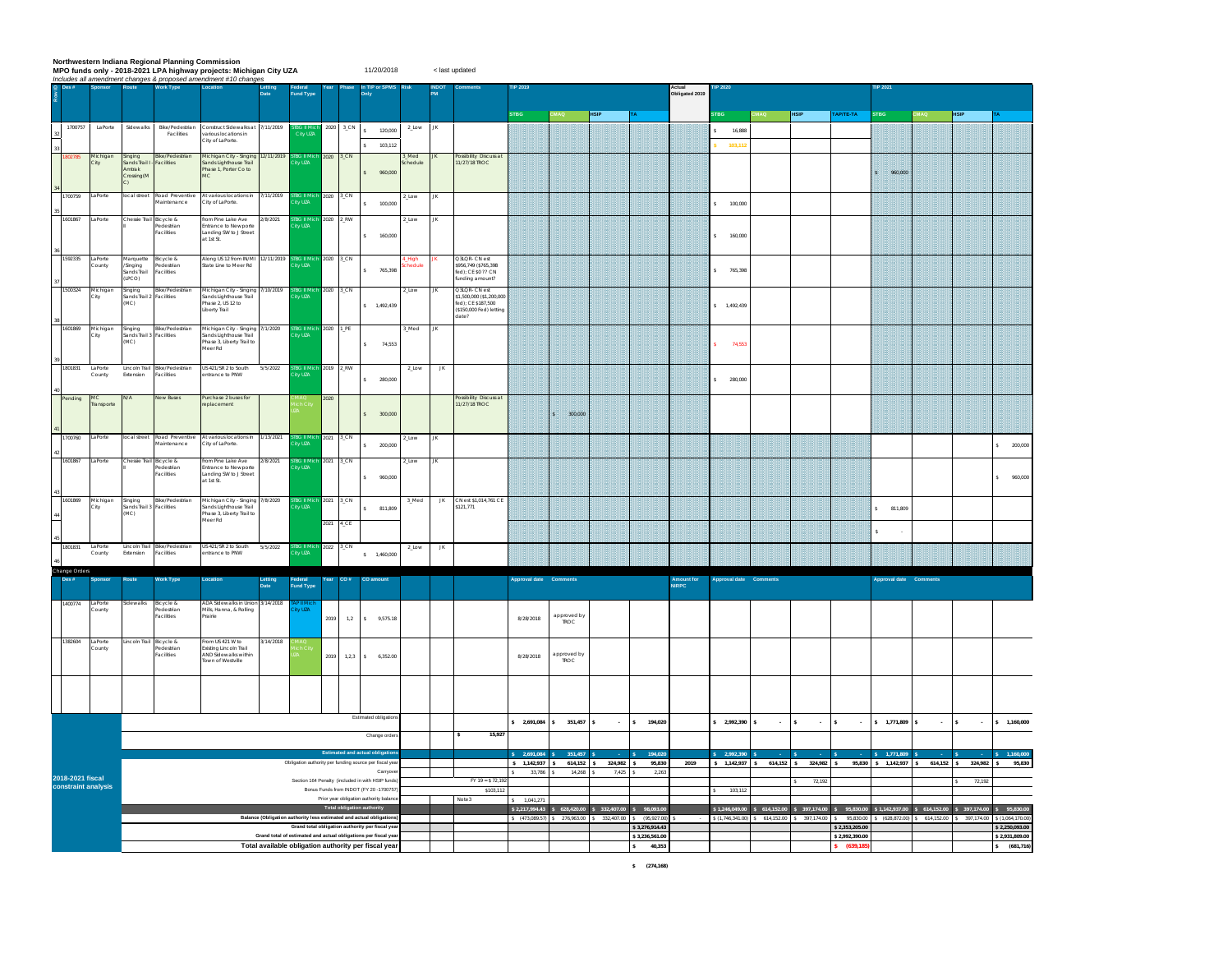**Northwestern Indiana Regional Planning Commission**

**MPO funds only - 2018-2021 LPA highway projects: Michigan City UZA** 11/20/2018 < last updated

*Includes all amendment changes & proposed amendment #10 changes*

| Row ID | Des # | Sponsor | Route | Work Type | Location | Letting Date | Federal Fund Type | Year | Phase | In TIP or SPMS Only | Risk | INDOT PM | Comments | TIP 2019 STBG | TIP 2019 CMAQ | TIP 2019 HSIP | TIP 2019 TA | Actual Obligated 2019 | TIP 2020 STBG | TIP 2020 CMAQ | TIP 2020 HSIP | TIP 2020 TAP/TE-TA | TIP 2021 STBG | TIP 2021 CMAQ | TIP 2021 HSIP | TIP 2021 TA |
|---|---|---|---|---|---|---|---|---|---|---|---|---|---|---|---|---|---|---|---|---|---|---|---|---|---|---|
| 32 | 1700757 | LaPorte | Sidewalks | Bike/Pedestrian Facilities | Construct Sidewalks at various locations in City of LaPorte. | 7/11/2019 | STBG II Mich City UZA | 2020 | 3_CN | $ 120,000 | 2_Low | JK | | | | | | | $ 16,888 | | | | | | | |
| 33 | | | | | | | | | | $ 103,112 | | | | | | | | | $ 103,112 | | | | | | | |
| 34 | 1802785 | Michigan City | Singing Sands Trail I - Amtrak Crossing (MC) | Bike/Pedestrian Facilities | Michigan City - Singing Sands Lighthouse Trail Phase 1, Porter Co to MC | 12/11/2019 | STBG II Mich City UZA | 2020 | 3_CN | $ 960,000 | 3_Med Schedule | JK | Possibility Discuss at 11/27/18 TROC | | | | | | | | | | $ 960,000 | | | |
| 35 | 1700759 | LaPorte | local street | Road Preventive Maintenance | At various locations in City of LaPorte. | 7/11/2019 | STBG II Mich City UZA | 2020 | 3_CN | $ 100,000 | 2_Low | JK | | | | | | | $ 100,000 | | | | | | | |
| 36 | 1601867 | LaPorte | Chessie Trail II | Bicycle & Pedestrian Facilities | from Pine Lake Ave Entrance to Newporte Landing SW to J Street at 1st St. | 2/8/2021 | STBG II Mich City UZA | 2020 | 2_RW | $ 160,000 | 2_Low | JK | | | | | | | $ 160,000 | | | | | | | |
| 37 | 1592335 | LaPorte County | Marquette /Singing Sands Trail (LPCO) | Bicycle & Pedestrian Facilities | Along US 12 from IN/MI State Line to Meer Rd | 12/11/2019 | STBG II Mich City UZA | 2020 | 3_CN | $ 765,398 | 4_High Schedule | JK | Q3LQR- CN est $956,749 ($765,398 fed); CE $0 ?? CN funding amount? | | | | | | $ 765,398 | | | | | | | |
| 38 | 1500324 | Michigan City | Singing Sands Trail 2 (MC) | Bike/Pedestrian Facilities | Michigan City - Singing Sands Lighthouse Trail Phase 2, US 12 to Liberty Trail | 7/10/2019 | STBG II Mich City UZA | 2020 | 3_CN | $ 1,492,439 | 2_Low | JK | Q3LQR- CN est $1,500,000 ($1,200,000 fed); CE $187,500 ($150,000 Fed) letting date? | | | | | | $ 1,492,439 | | | | | | | |
| 39 | 1601869 | Michigan City | Singing Sands Trail 3 (MC) | Bike/Pedestrian Facilities | Michigan City - Singing Sands Lighthouse Trail Phase 3, Liberty Trail to Meer Rd | 7/1/2020 | STBG II Mich City UZA | 2020 | 1_PE | $ 74,553 | 3_Med | JK | | | | | | | $ 74,553 | | | | | | | |
| 40 | 1801831 | LaPorte County | Lincoln Trail Extension | Bike/Pedestrian Facilities | US 421/SR 2 to South entrance to PNW | 5/5/2022 | STBG II Mich City UZA | 2019 | 2_RW | $ 280,000 | 2_Low | JK | | | | | | | $ 280,000 | | | | | | | |
| 41 | Pending | MC Transporte | N/A | New Buses | Purchase 2 buses for replacement | | CMAQ Mich City UZA | 2020 | | $ 300,000 | | | Possibility Discuss at 11/27/18 TROC | | $ 300,000 | | | | | | | | | | | |
| 42 | 1700760 | LaPorte | local street | Road Preventive Maintenance | At various locations in City of LaPorte. | 1/13/2021 | STBG II Mich City UZA | 2021 | 3_CN | $ 200,000 | 2_Low | JK | | | | | | | | | | | | | | $ 200,000 |
| 43 | 1601867 | LaPorte | Chessie Trail II | Bicycle & Pedestrian Facilities | from Pine Lake Ave Entrance to Newporte Landing SW to J Street at 1st St. | 2/8/2021 | STBG II Mich City UZA | 2021 | 3_CN | $ 960,000 | 2_Low | JK | | | | | | | | | | | | | | $ 960,000 |
| 44 | 1601869 | Michigan City | Singing Sands Trail 3 (MC) | Bike/Pedestrian Facilities | Michigan City - Singing Sands Lighthouse Trail Phase 3, Liberty Trail to Meer Rd | 7/8/2020 | STBG II Mich City UZA | 2021 | 3_CN | $ 811,809 | 3_Med | JK | CN est $1,014,761 CE $121,771 | | | | | | | | | | $ 811,809 | | | |
| 45 | | | | | | | | 2021 | 4_CE | | | | | | | | | | | | | | $ - | | | |
| 46 | 1801831 | LaPorte County | Lincoln Trail Extension | Bike/Pedestrian Facilities | US 421/SR 2 to South entrance to PNW | 5/5/2022 | STBG II Mich City UZA | 2022 | 3_CN | $ 1,460,000 | 2_Low | JK | | | | | | | | | | | | | | |

**Change Orders**

| Des # | Sponsor | Route | Work Type | Location | Letting Date | Federal Fund Type | Year | CO # | CO amount | Approval date | Comments | Amount for NIRPC | Approval date | Comments | Approval date | Comments |
|---|---|---|---|---|---|---|---|---|---|---|---|---|---|---|---|---|
| 1400774 | LaPorte County | Sidewalks | Bicycle & Pedestrian Facilities | ADA Sidewalks in Union Mills, Hanna, & Rolling Prairie | 3/14/2018 | TAP II Mich City UZA | 2019 | 1,2 | $ 9,575.18 | 8/28/2018 | approved by TROC | | | | | |
| 1382604 | LaPorte County | Lincoln Trail | Bicycle & Pedestrian Facilities | From US 421 W to Existing Lincoln Trail AND Sidewalks within Town of Westville | 3/14/2018 | CMAQ Mich City UZA | 2019 | 1,2,3 | $ 6,352.00 | 8/28/2018 | approved by TROC | | | | | |

**2018-2021 fiscal constraint analysis**

| | | | 2019 STBG | 2019 CMAQ | 2019 HSIP | 2019 TA | Actual Obligated 2019 | 2020 STBG | 2020 CMAQ | 2020 HSIP | 2020 TAP/TE-TA | 2021 STBG | 2021 CMAQ | 2021 HSIP | 2021 TA |
|---|---|---|---|---|---|---|---|---|---|---|---|---|---|---|---|
| Estimated obligations | | | $ 2,691,084 | $ 351,457 | $ - | $ 194,020 | | $ 2,992,390 | $ - | $ - | $ - | $ 1,771,809 | $ - | $ - | $ 1,160,000 |
| Change orders | | $ 15,927 | | | | | | | | | | | | | |
| Estimated and actual obligations | | | $ 2,691,084 | $ 351,457 | $ - | $ 194,020 | | $ 2,992,390 | $ - | $ - | $ - | $ 1,771,809 | $ - | $ - | $ 1,160,000 |
| Obligation authority per funding source per fiscal year | | | $ 1,142,937 | $ 614,152 | $ 324,982 | $ 95,830 | 2019 | $ 1,142,937 | $ 614,152 | $ 324,982 | $ 95,830 | $ 1,142,937 | $ 614,152 | $ 324,982 | $ 95,830 |
| Carryover | | | $ 33,786 | $ 14,268 | $ 7,425 | $ 2,263 | | | | | | | | | |
| Section 164 Penalty (included in with HSIP funds) | | FY 19 = $ 72,192 | | | | | | | | $ 72,192 | | | | $ 72,192 | |
| Bonus Funds from NIRPC (FY 20 - 1700757) | | $103,112 | | | | | | $ 103,112 | | | | | | | |
| Prior year obligation authority balance | | Note 3 | $ 1,041,271 | | | | | | | | | | | | |
| Total obligation authority | | | $ 2,217,994.43 | $ 628,420.00 | $ 332,407.00 | $ 98,093.00 | | $ 1,246,049.00 | $ 614,152.00 | $ 397,174.00 | $ 95,830.00 | $ 1,142,937.00 | $ 614,152.00 | $ 397,174.00 | $ 95,830.00 |
| Balance (Obligation authority less estimated and actual obligations) | | | $ (473,089.57) | $ 276,963.00 | $ 332,407.00 | $ (95,927.00) | $ - | $ (1,746,341.00) | $ 614,152.00 | $ 397,174.00 | $ 95,830.00 | $ (628,872.00) | $ 614,152.00 | $ 397,174.00 | $ (1,064,170.00) |
| Grand total obligation authority per fiscal year | | | | | | $ 3,276,914.43 | | | | | $ 2,353,205.00 | | | | $ 2,250,093.00 |
| Grand total of estimated and actual obligations per fiscal year | | | | | | $ 3,236,561.00 | | | | | $ 2,992,390.00 | | | | $ 2,931,809.00 |
| Total available obligation authority per fiscal year | | | | | | $ 40,353 | | | | | $ (639,185) | | | | $ (681,716) |

$ (274,168)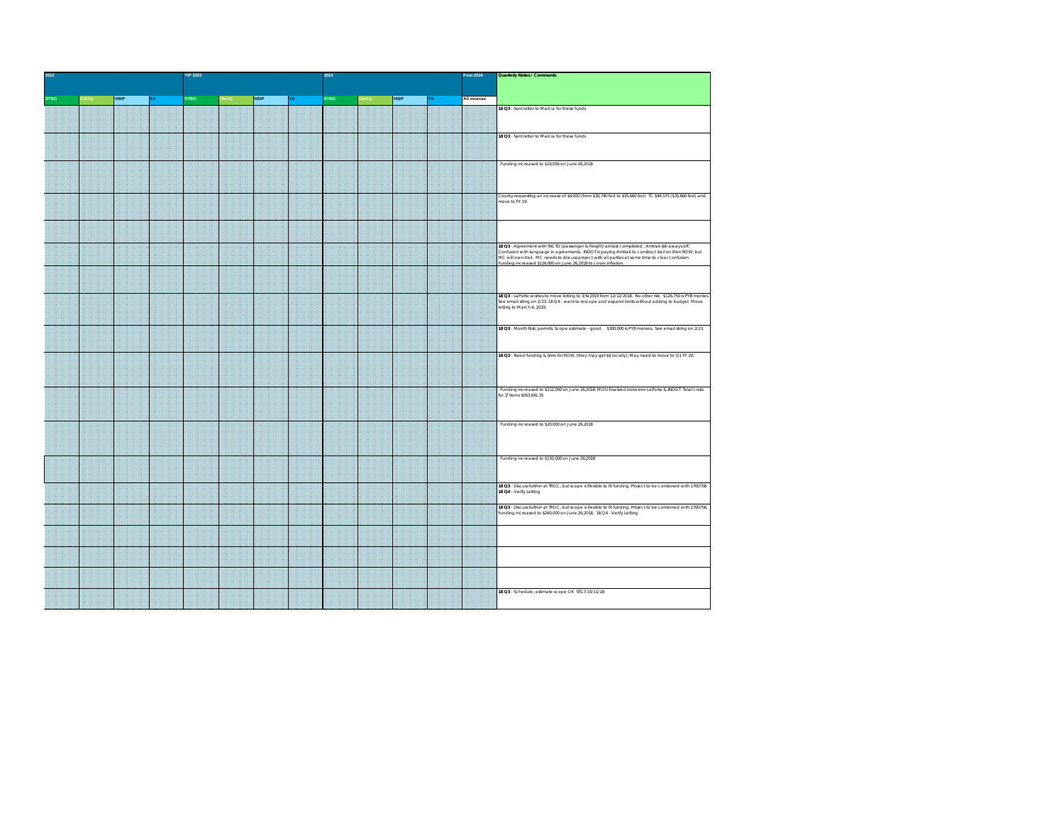| 2022 | | | | TIP 2023 | | | | 2024 | | | | Post-2024 | Quarterly Notes / Comments |
|---|---|---|---|---|---|---|---|---|---|---|---|---|---|
| STBG | CMAQ | HSIP | TA | STBG | CMAQ | HSIP | TA | STBG | CMAQ | HSIP | TA | All sources | |
| | | | | | | | | | | | | | **18 Q3** - Sent letter to Marcia for these funds |
| | | | | | | | | | | | | | **18 Q3** - Sent letter to Marcia for these funds |
| | | | | | | | | | | | | | Funding increased to $19,056 on June 26,2018 |
| | | | | | | | | | | | | | County requesting an increase of $4,920 (from $30,740 fed to $35,660 fed) TC $44,575 ($35,660 fed) and move to FY 19. |
| | | | | | | | | | | | | | |
| | | | | | | | | | | | | | **18 Q3** - Agreement with NICTD (passenger & freight) almost completed. Amtrak still always off. Confusion with language in agreements. INDOT is paying Amtrak to construct trail on their ROW; but MC will own trail. MC needs to discuss project with all parties at same time to clear confusion. Funding increased $126,000 on June 26,2018 to cover inflation. |
| | | | | | | | | | | | | | |
| | | | | | | | | | | | | | **18 Q3** - LaPorte wishes to move letting to 3/6/2019 from 12/12/2018. No other risk. $126,750 is PYB monies. See email string on 2/23. 18 Q4 - want to rescope and expand limits without adding to budget Move letting to March 6, 2019. |
| | | | | | | | | | | | | | **18 Q3** - Month Risk; permits. Scope estimate - good. $300,000 is PYB monies. See email string on 2/23. |
| | | | | | | | | | | | | | **18 Q3** - Need funding & time for ROW, (they may get $$ locally); May need to move to Q1 FY 20. |
| | | | | | | | | | | | | | Funding increased to $212,000 on June 26,2018. MOU finalized between LaPorte & INDOT Total costs for 'Z items $263,641.35 |
| | | | | | | | | | | | | | Funding increased to $20,000 on June 26,2018 |
| | | | | | | | | | | | | | Funding increased to $150,000 on June 26,2018 |
| | | | | | | | | | | | | | **18 Q3** - Discuss further at TROC, but scope is flexible to fit funding. Project to be combined with 1700758 **18 Q4** - Verify Letting |
| | | | | | | | | | | | | | **18 Q3** - Discuss further at TROC, but scope is flexible to fit funding. Project to be combined with 1700756. Funding increased to $260,000 on June 26,2018. 18 Q4 - Verify Letting |
| | | | | | | | | | | | | | |
| | | | | | | | | | | | | | |
| | | | | | | | | | | | | | |
| | | | | | | | | | | | | | **18 Q3** - Schedule, estimate scope OK STG3 10/11/18 |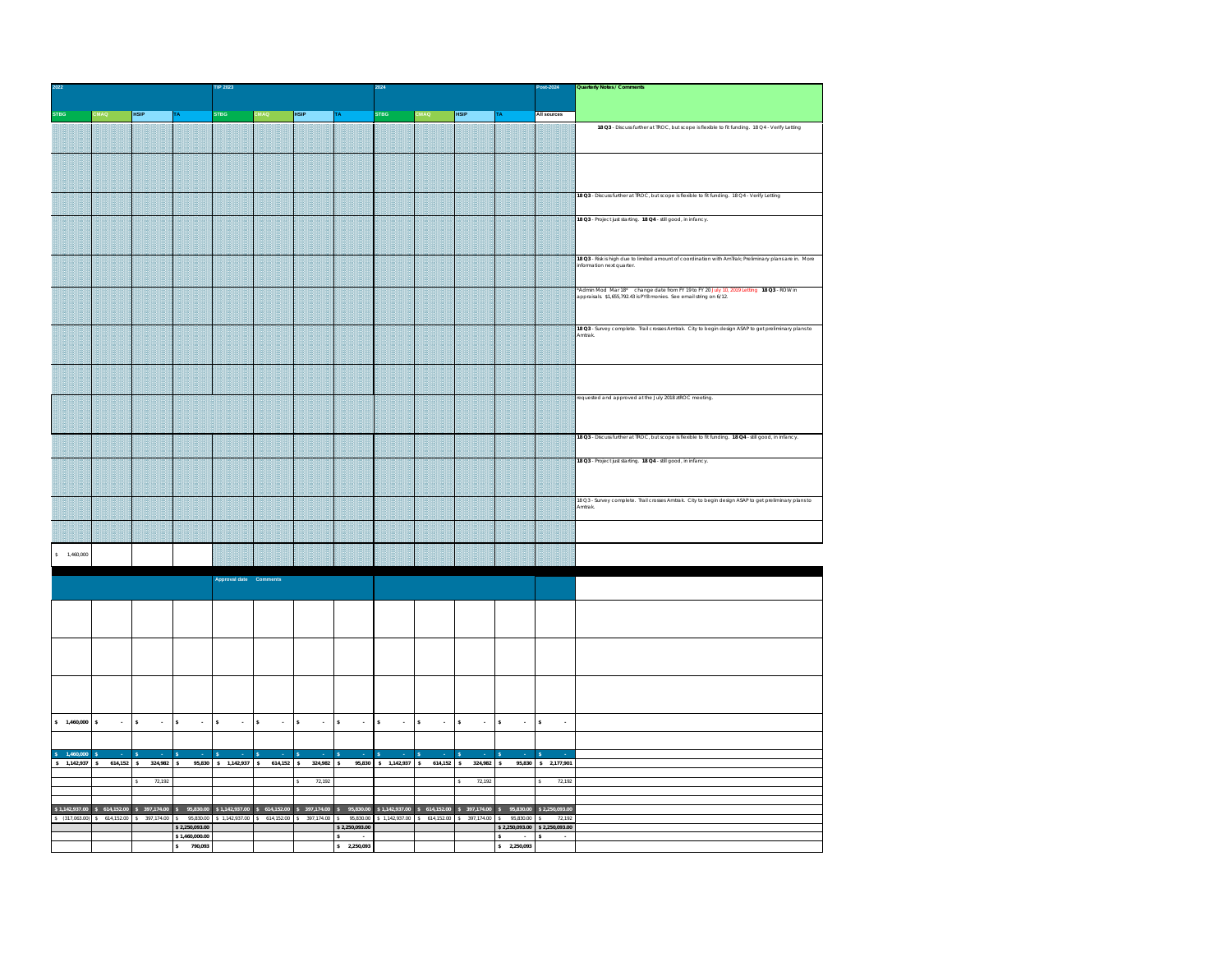| 2022 | | | | TIP 2023 | | | | 2024 | | | | Post-2024 | Quarterly Notes / Comments |
|---|---|---|---|---|---|---|---|---|---|---|---|---|---|
| STBG | CMAQ | HSIP | TA | STBG | CMAQ | HSIP | TA | STBG | CMAQ | HSIP | TA | All sources | |
| | | | | | | | | | | | | | **18 Q3** - Discuss further at TROC, but scope is flexible to fit funding. 18 Q4 - Verify Letting |
| | | | | | | | | | | | | | |
| | | | | | | | | | | | | | **18 Q3** - Discuss further at TROC, but scope is flexible to fit funding. 18 Q4 - Verify Letting |
| | | | | | | | | | | | | | **18 Q3** - Project just starting. **18 Q4** - still good, in infancy. |
| | | | | | | | | | | | | | **18 Q3** - Risk is high due to limited amount of coordination with AmTrak; Preliminary plans are in. More information next quarter. |
| | | | | | | | | | | | | | *Admin Mod Mar 18* change date from FY 19 to FY 20 July 10, 2019 Letting **18 Q3** - ROW in appraisals. $1,655,792.43 is PYB monies. See email string on 6/12. |
| | | | | | | | | | | | | | **18 Q3** - Survey complete. Trail crosses Amtrak. City to begin design ASAP to get preliminary plans to Amtrak. |
| | | | | | | | | | | | | | |
| | | | | | | | | | | | | | requested and approved at the July 2018 zTROC meeting. |
| | | | | | | | | | | | | | **18 Q3** - Discuss further at TROC, but scope is flexible to fit funding. **18 Q4** - still good, in infancy. |
| | | | | | | | | | | | | | **18 Q3** - Project just starting. **18 Q4** - still good, in infancy. |
| | | | | | | | | | | | | | 18 Q3 - Survey complete. Trail crosses Amtrak. City to begin design ASAP to get preliminary plans to Amtrak. |
| | | | | | | | | | | | | | |
| $ 1,460,000 | | | | | | | | | | | | | |
| | | | | Approval date | Comments | | | | | | | | |
| | | | | | | | | | | | | | |
| | | | | | | | | | | | | | |
| | | | | | | | | | | | | | |
| $ 1,460,000 | $ - | $ - | $ - | $ - | $ - | $ - | $ - | $ - | $ - | $ - | $ - | $ - | |
| | | | | | | | | | | | | | |
| $ 1,460,000 | $ - | $ - | $ - | $ - | $ - | $ - | $ - | $ - | $ - | $ - | $ - | $ - | |
| $ 1,142,937 | $ 614,152 | $ 324,982 | $ 95,830 | $ 1,142,937 | $ 614,152 | $ 324,982 | $ 95,830 | $ 1,142,937 | $ 614,152 | $ 324,982 | $ 95,830 | $ 2,177,901 | |
| | | | | | | | | | | | | | |
| | | $ 72,192 | | | | $ 72,192 | | | | $ 72,192 | | $ 72,192 | |
| | | | | | | | | | | | | | |
| | | | | | | | | | | | | | |
| $ 1,142,937.00 | $ 614,152.00 | $ 397,174.00 | $ 95,830.00 | $ 1,142,937.00 | $ 614,152.00 | $ 397,174.00 | $ 95,830.00 | $ 1,142,937.00 | $ 614,152.00 | $ 397,174.00 | $ 95,830.00 | $ 2,250,093.00 | |
| $ (317,063.00) | $ 614,152.00 | $ 397,174.00 | $ 95,830.00 | $ 1,142,937.00 | $ 614,152.00 | $ 397,174.00 | $ 95,830.00 | $ 1,142,937.00 | $ 614,152.00 | $ 397,174.00 | $ 95,830.00 | $ 72,192 | |
| | | | $ 2,250,093.00 | | | | $ 2,250,093.00 | | | | $ 2,250,093.00 | $ 2,250,093.00 | |
| | | | $ 1,460,000.00 | | | | $ - | | | | $ - | $ - | |
| | | | $ 790,093 | | | | $ 2,250,093 | | | | $ 2,250,093 | | |